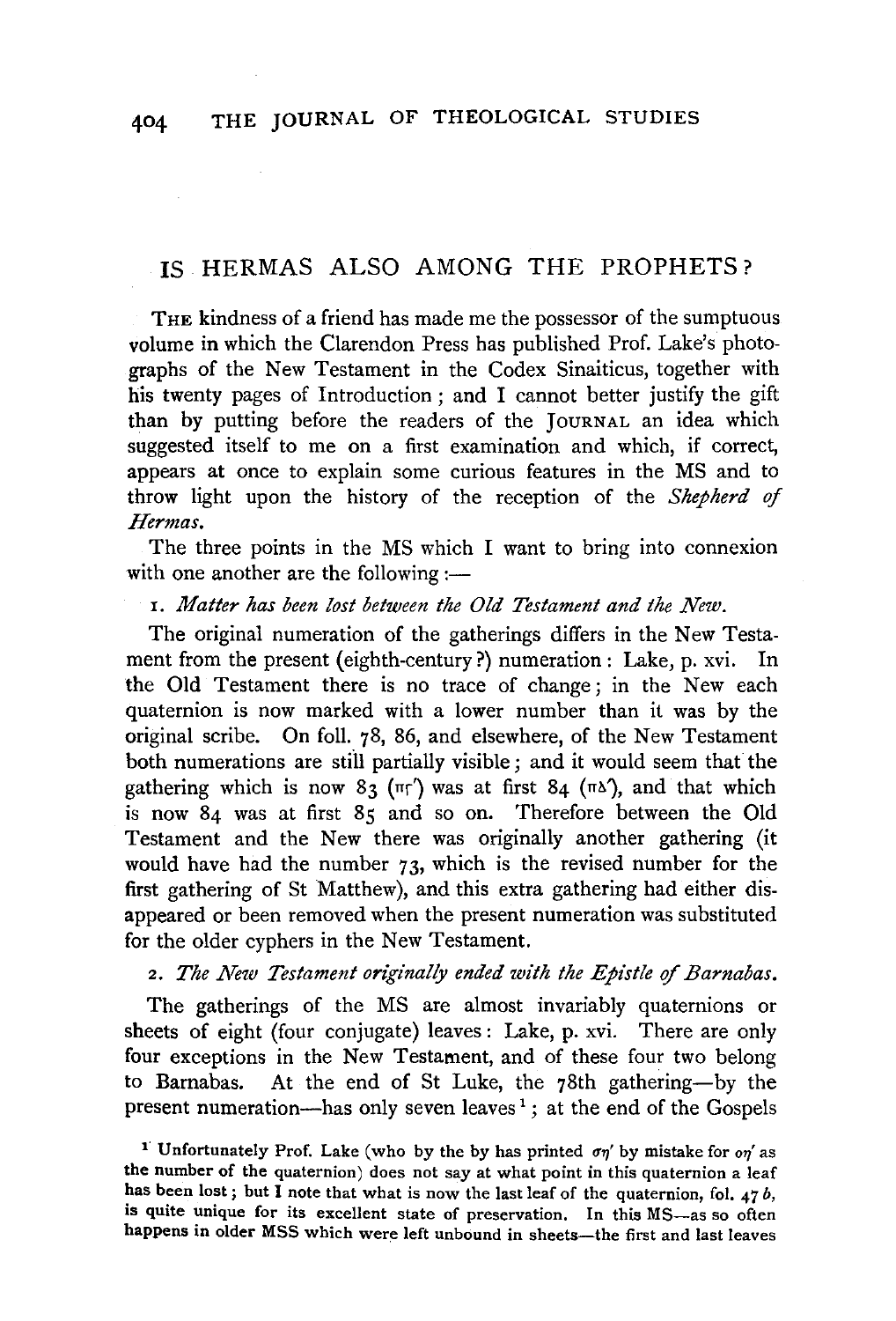# IS HERMAS ALSO AMONG THE PROPHETS?

THE kindness of a friend has made me the possessor of the sumptuous volume in which the Clarendon Press has published Prof. Lake's photographs of the New Testament in the Codex Sinaiticus, together with his twenty pages of Introduction; and I cannot better justify the gift than by putting before the readers of the JOURNAL an idea which suggested itself to me on a first examination and which, if correct, appears at once to explain some curious features in the MS and to throw light upon the history of the reception of the *Shepherd of Hermas*.

The three points in the MS which I want to bring into connexion with one another are the following:—

1. *Matter has been lost between the Old Testament and the New.*

The original numeration of the gatherings differs in the New Testament from the present (eighth-century?) numeration: Lake, p. xvi. In the Old Testament there is no trace of change; in the New each quaternion is now marked with a lower number than it was by the original scribe. On foll. 78, 86, and elsewhere, of the New Testament both numerations are still partially visible; and it would seem that the gathering which is now 83 (πγ′) was at first 84 (πδ′), and that which is now 84 was at first 85 and so on. Therefore between the Old Testament and the New there was originally another gathering (it would have had the number 73, which is the revised number for the first gathering of St Matthew), and this extra gathering had either disappeared or been removed when the present numeration was substituted for the older cyphers in the New Testament.

2. *The New Testament originally ended with the Epistle of Barnabas.*

The gatherings of the MS are almost invariably quaternions or sheets of eight (four conjugate) leaves: Lake, p. xvi. There are only four exceptions in the New Testament, and of these four two belong to Barnabas. At the end of St Luke, the 78th gathering—by the present numeration—has only seven leaves[1]; at the end of the Gospels

[1] Unfortunately Prof. Lake (who by the by has printed ση′ by mistake for οη′ as the number of the quaternion) does not say at what point in this quaternion a leaf has been lost; but I note that what is now the last leaf of the quaternion, fol. 47 *b*, is quite unique for its excellent state of preservation. In this MS—as so often happens in older MSS which were left unbound in sheets—the first and last leaves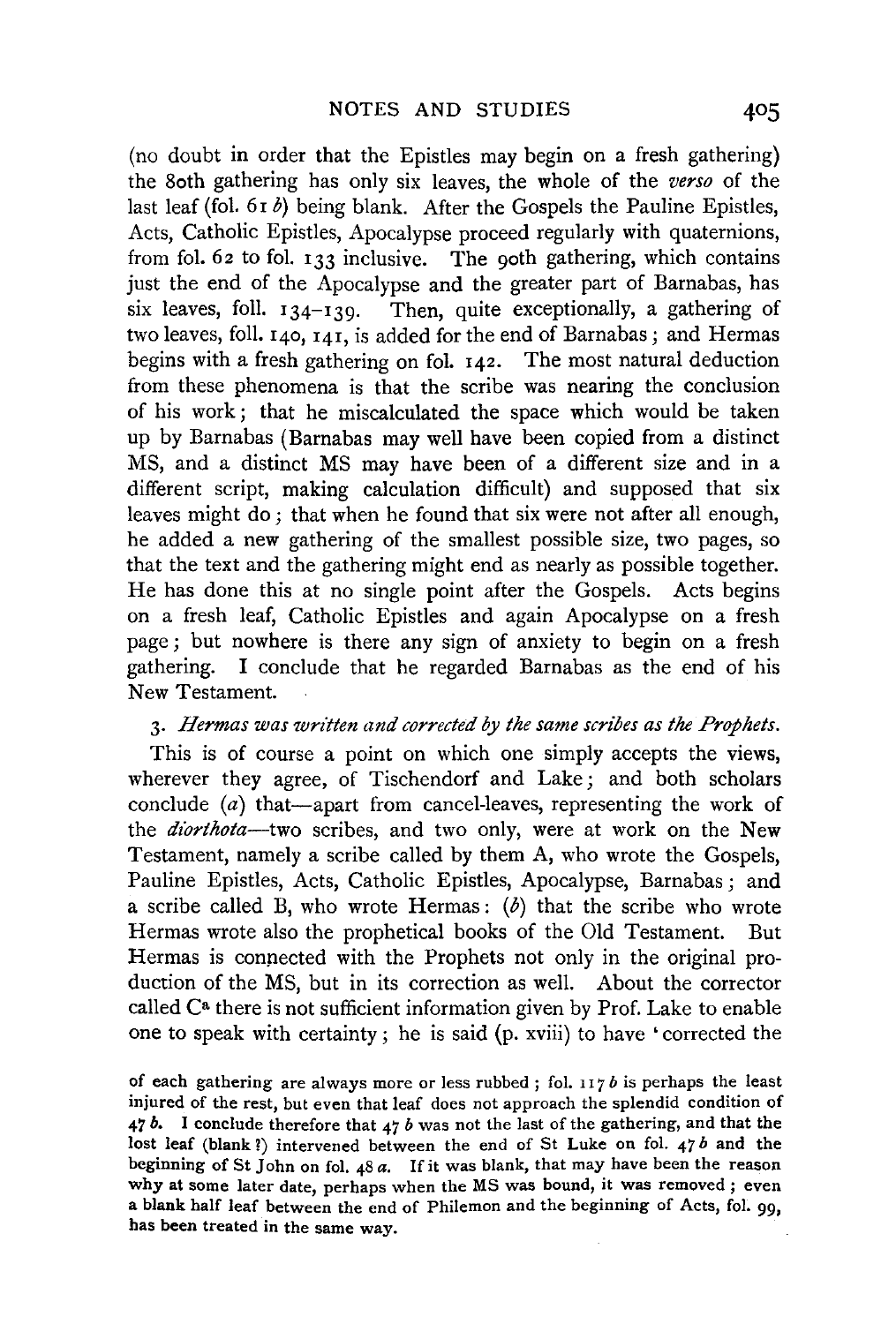(no doubt in order that the Epistles may begin on a fresh gathering) the 80th gathering has only six leaves, the whole of the *verso* of the last leaf (fol. 61 *b*) being blank. After the Gospels the Pauline Epistles, Acts, Catholic Epistles, Apocalypse proceed regularly with quaternions, from fol. 62 to fol. 133 inclusive. The 90th gathering, which contains just the end of the Apocalypse and the greater part of Barnabas, has six leaves, foll. 134–139. Then, quite exceptionally, a gathering of two leaves, foll. 140, 141, is added for the end of Barnabas; and Hermas begins with a fresh gathering on fol. 142. The most natural deduction from these phenomena is that the scribe was nearing the conclusion of his work; that he miscalculated the space which would be taken up by Barnabas (Barnabas may well have been copied from a distinct MS, and a distinct MS may have been of a different size and in a different script, making calculation difficult) and supposed that six leaves might do; that when he found that six were not after all enough, he added a new gathering of the smallest possible size, two pages, so that the text and the gathering might end as nearly as possible together. He has done this at no single point after the Gospels. Acts begins on a fresh leaf, Catholic Epistles and again Apocalypse on a fresh page; but nowhere is there any sign of anxiety to begin on a fresh gathering. I conclude that he regarded Barnabas as the end of his New Testament.

3. *Hermas was written and corrected by the same scribes as the Prophets.*

This is of course a point on which one simply accepts the views, wherever they agree, of Tischendorf and Lake; and both scholars conclude (*a*) that—apart from cancel-leaves, representing the work of the *diorthota*—two scribes, and two only, were at work on the New Testament, namely a scribe called by them A, who wrote the Gospels, Pauline Epistles, Acts, Catholic Epistles, Apocalypse, Barnabas; and a scribe called B, who wrote Hermas: (*b*) that the scribe who wrote Hermas wrote also the prophetical books of the Old Testament. But Hermas is connected with the Prophets not only in the original production of the MS, but in its correction as well. About the corrector called $C^a$ there is not sufficient information given by Prof. Lake to enable one to speak with certainty; he is said (p. xviii) to have 'corrected the

of each gathering are always more or less rubbed; fol. 117 *b* is perhaps the least injured of the rest, but even that leaf does not approach the splendid condition of 47 *b*. I conclude therefore that 47 *b* was not the last of the gathering, and that the lost leaf (blank ?) intervened between the end of St Luke on fol. 47 *b* and the beginning of St John on fol. 48 *a*. If it was blank, that may have been the reason why at some later date, perhaps when the MS was bound, it was removed; even a blank half leaf between the end of Philemon and the beginning of Acts, fol. 99, has been treated in the same way.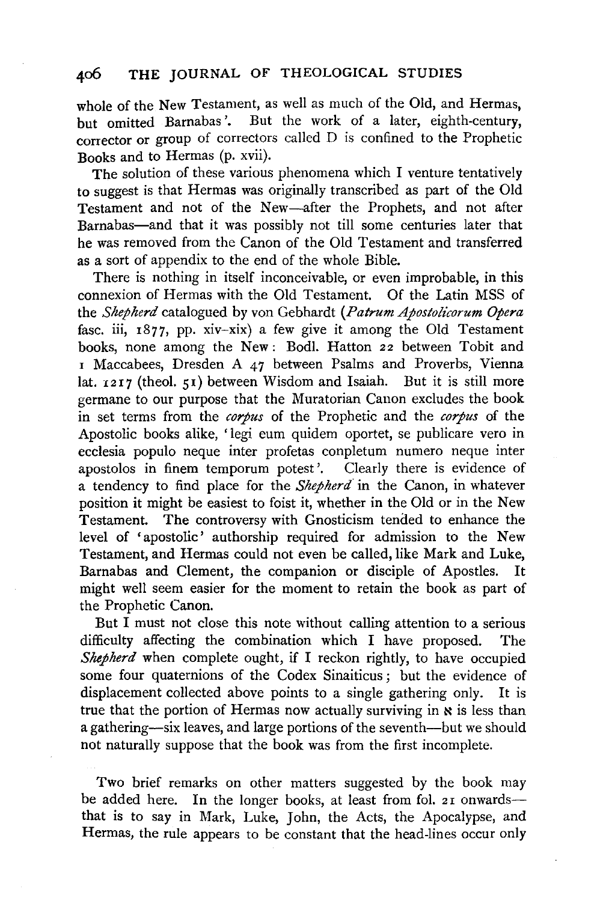whole of the New Testament, as well as much of the Old, and Hermas, but omitted Barnabas'. But the work of a later, eighth-century, corrector or group of correctors called D is confined to the Prophetic Books and to Hermas (p. xvii).

The solution of these various phenomena which I venture tentatively to suggest is that Hermas was originally transcribed as part of the Old Testament and not of the New—after the Prophets, and not after Barnabas—and that it was possibly not till some centuries later that he was removed from the Canon of the Old Testament and transferred as a sort of appendix to the end of the whole Bible.

There is nothing in itself inconceivable, or even improbable, in this connexion of Hermas with the Old Testament. Of the Latin MSS of the *Shepherd* catalogued by von Gebhardt (*Patrum Apostolicorum Opera* fasc. iii, 1877, pp. xiv–xix) a few give it among the Old Testament books, none among the New: Bodl. Hatton 22 between Tobit and 1 Maccabees, Dresden A 47 between Psalms and Proverbs, Vienna lat. 1217 (theol. 51) between Wisdom and Isaiah. But it is still more germane to our purpose that the Muratorian Canon excludes the book in set terms from the *corpus* of the Prophetic and the *corpus* of the Apostolic books alike, 'legi eum quidem oportet, se publicare vero in ecclesia populo neque inter profetas conpletum numero neque inter apostolos in finem temporum potest'. Clearly there is evidence of a tendency to find place for the *Shepherd* in the Canon, in whatever position it might be easiest to foist it, whether in the Old or in the New Testament. The controversy with Gnosticism tended to enhance the level of 'apostolic' authorship required for admission to the New Testament, and Hermas could not even be called, like Mark and Luke, Barnabas and Clement, the companion or disciple of Apostles. It might well seem easier for the moment to retain the book as part of the Prophetic Canon.

But I must not close this note without calling attention to a serious difficulty affecting the combination which I have proposed. The *Shepherd* when complete ought, if I reckon rightly, to have occupied some four quaternions of the Codex Sinaiticus; but the evidence of displacement collected above points to a single gathering only. It is true that the portion of Hermas now actually surviving in ℵ is less than a gathering—six leaves, and large portions of the seventh—but we should not naturally suppose that the book was from the first incomplete.

Two brief remarks on other matters suggested by the book may be added here. In the longer books, at least from fol. 21 onwards—that is to say in Mark, Luke, John, the Acts, the Apocalypse, and Hermas, the rule appears to be constant that the head-lines occur only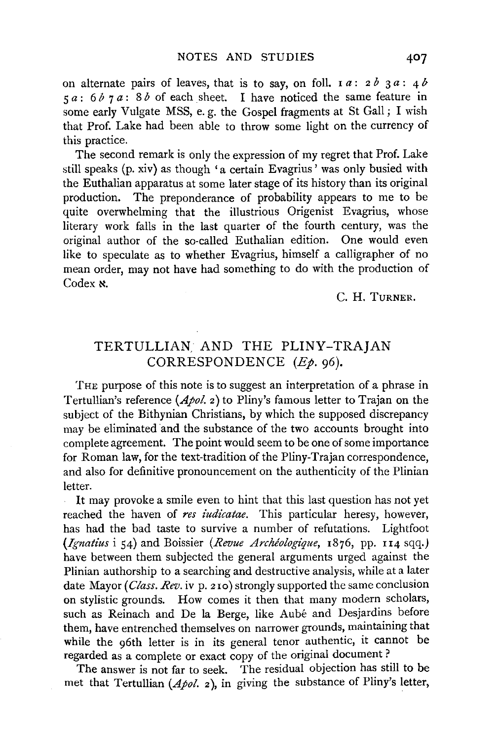on alternate pairs of leaves, that is to say, on foll. 1 *a*: 2 *b* 3 *a*: 4 *b* 5 *a*: 6 *b* 7 *a*: 8 *b* of each sheet. I have noticed the same feature in some early Vulgate MSS, e. g. the Gospel fragments at St Gall; I wish that Prof. Lake had been able to throw some light on the currency of this practice.

The second remark is only the expression of my regret that Prof. Lake still speaks (p. xiv) as though 'a certain Evagrius' was only busied with the Euthalian apparatus at some later stage of its history than its original production. The preponderance of probability appears to me to be quite overwhelming that the illustrious Origenist Evagrius, whose literary work falls in the last quarter of the fourth century, was the original author of the so-called Euthalian edition. One would even like to speculate as to whether Evagrius, himself a calligrapher of no mean order, may not have had something to do with the production of Codex ℵ.

C. H. TURNER.

## TERTULLIAN AND THE PLINY-TRAJAN CORRESPONDENCE (*Ep.* 96).

THE purpose of this note is to suggest an interpretation of a phrase in Tertullian's reference (*Apol.* 2) to Pliny's famous letter to Trajan on the subject of the Bithynian Christians, by which the supposed discrepancy may be eliminated and the substance of the two accounts brought into complete agreement. The point would seem to be one of some importance for Roman law, for the text-tradition of the Pliny-Trajan correspondence, and also for definitive pronouncement on the authenticity of the Plinian letter.

It may provoke a smile even to hint that this last question has not yet reached the haven of *res iudicatae*. This particular heresy, however, has had the bad taste to survive a number of refutations. Lightfoot (*Ignatius* i 54) and Boissier (*Revue Archéologique*, 1876, pp. 114 sqq.) have between them subjected the general arguments urged against the Plinian authorship to a searching and destructive analysis, while at a later date Mayor (*Class. Rev.* iv p. 210) strongly supported the same conclusion on stylistic grounds. How comes it then that many modern scholars, such as Reinach and De la Berge, like Aubé and Desjardins before them, have entrenched themselves on narrower grounds, maintaining that while the 96th letter is in its general tenor authentic, it cannot be regarded as a complete or exact copy of the original document?

The answer is not far to seek. The residual objection has still to be met that Tertullian (*Apol.* 2), in giving the substance of Pliny's letter,